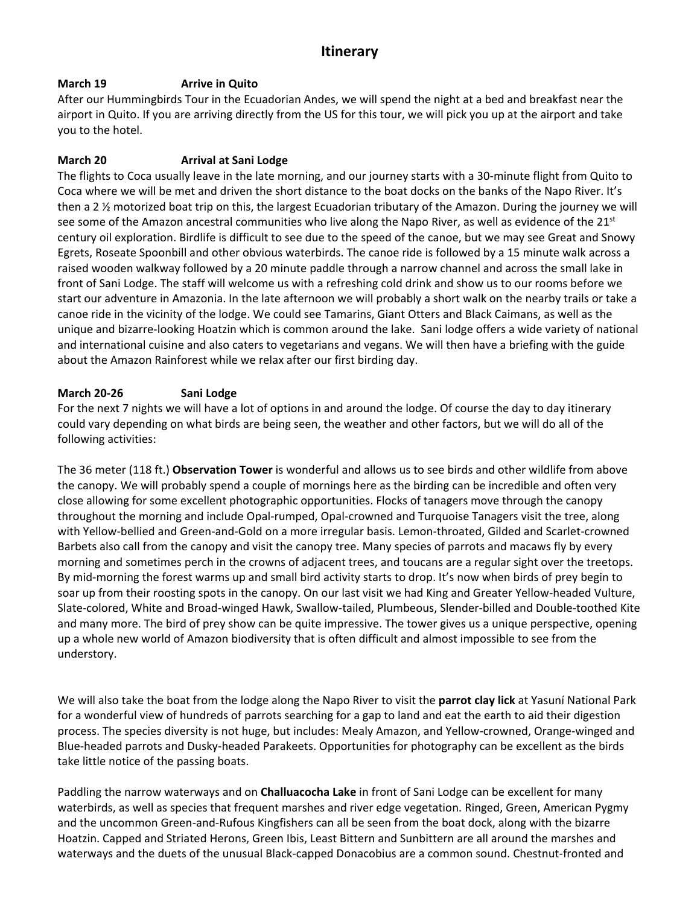## Itinerary

**March 19 Arrive in Quito**

After our Hummingbirds Tour in the Ecuadorian Andes, we will spend the night at a bed and breakfast near the airport in Quito. If you are arriving directly from the US for this tour, we will pick you up at the airport and take you to the hotel.

**March 20 Arrival at Sani Lodge**

The flights to Coca usually leave in the late morning, and our journey starts with a 30-minute flight from Quito to Coca where we will be met and driven the short distance to the boat docks on the banks of the Napo River. It's then a 2 ½ motorized boat trip on this, the largest Ecuadorian tributary of the Amazon. During the journey we will see some of the Amazon ancestral communities who live along the Napo River, as well as evidence of the 21st century oil exploration. Birdlife is difficult to see due to the speed of the canoe, but we may see Great and Snowy Egrets, Roseate Spoonbill and other obvious waterbirds. The canoe ride is followed by a 15 minute walk across a raised wooden walkway followed by a 20 minute paddle through a narrow channel and across the small lake in front of Sani Lodge. The staff will welcome us with a refreshing cold drink and show us to our rooms before we start our adventure in Amazonia. In the late afternoon we will probably a short walk on the nearby trails or take a canoe ride in the vicinity of the lodge. We could see Tamarins, Giant Otters and Black Caimans, as well as the unique and bizarre-looking Hoatzin which is common around the lake. Sani lodge offers a wide variety of national and international cuisine and also caters to vegetarians and vegans. We will then have a briefing with the guide about the Amazon Rainforest while we relax after our first birding day.

**March 20-26 Sani Lodge**

For the next 7 nights we will have a lot of options in and around the lodge. Of course the day to day itinerary could vary depending on what birds are being seen, the weather and other factors, but we will do all of the following activities:

The 36 meter (118 ft.) **Observation Tower** is wonderful and allows us to see birds and other wildlife from above the canopy. We will probably spend a couple of mornings here as the birding can be incredible and often very close allowing for some excellent photographic opportunities. Flocks of tanagers move through the canopy throughout the morning and include Opal-rumped, Opal-crowned and Turquoise Tanagers visit the tree, along with Yellow-bellied and Green-and-Gold on a more irregular basis. Lemon-throated, Gilded and Scarlet-crowned Barbets also call from the canopy and visit the canopy tree. Many species of parrots and macaws fly by every morning and sometimes perch in the crowns of adjacent trees, and toucans are a regular sight over the treetops. By mid-morning the forest warms up and small bird activity starts to drop. It's now when birds of prey begin to soar up from their roosting spots in the canopy. On our last visit we had King and Greater Yellow-headed Vulture, Slate-colored, White and Broad-winged Hawk, Swallow-tailed, Plumbeous, Slender-billed and Double-toothed Kite and many more. The bird of prey show can be quite impressive. The tower gives us a unique perspective, opening up a whole new world of Amazon biodiversity that is often difficult and almost impossible to see from the understory.

We will also take the boat from the lodge along the Napo River to visit the **parrot clay lick** at Yasuní National Park for a wonderful view of hundreds of parrots searching for a gap to land and eat the earth to aid their digestion process. The species diversity is not huge, but includes: Mealy Amazon, and Yellow-crowned, Orange-winged and Blue-headed parrots and Dusky-headed Parakeets. Opportunities for photography can be excellent as the birds take little notice of the passing boats.

Paddling the narrow waterways and on **Challuacocha Lake** in front of Sani Lodge can be excellent for many waterbirds, as well as species that frequent marshes and river edge vegetation. Ringed, Green, American Pygmy and the uncommon Green-and-Rufous Kingfishers can all be seen from the boat dock, along with the bizarre Hoatzin. Capped and Striated Herons, Green Ibis, Least Bittern and Sunbittern are all around the marshes and waterways and the duets of the unusual Black-capped Donacobius are a common sound. Chestnut-fronted and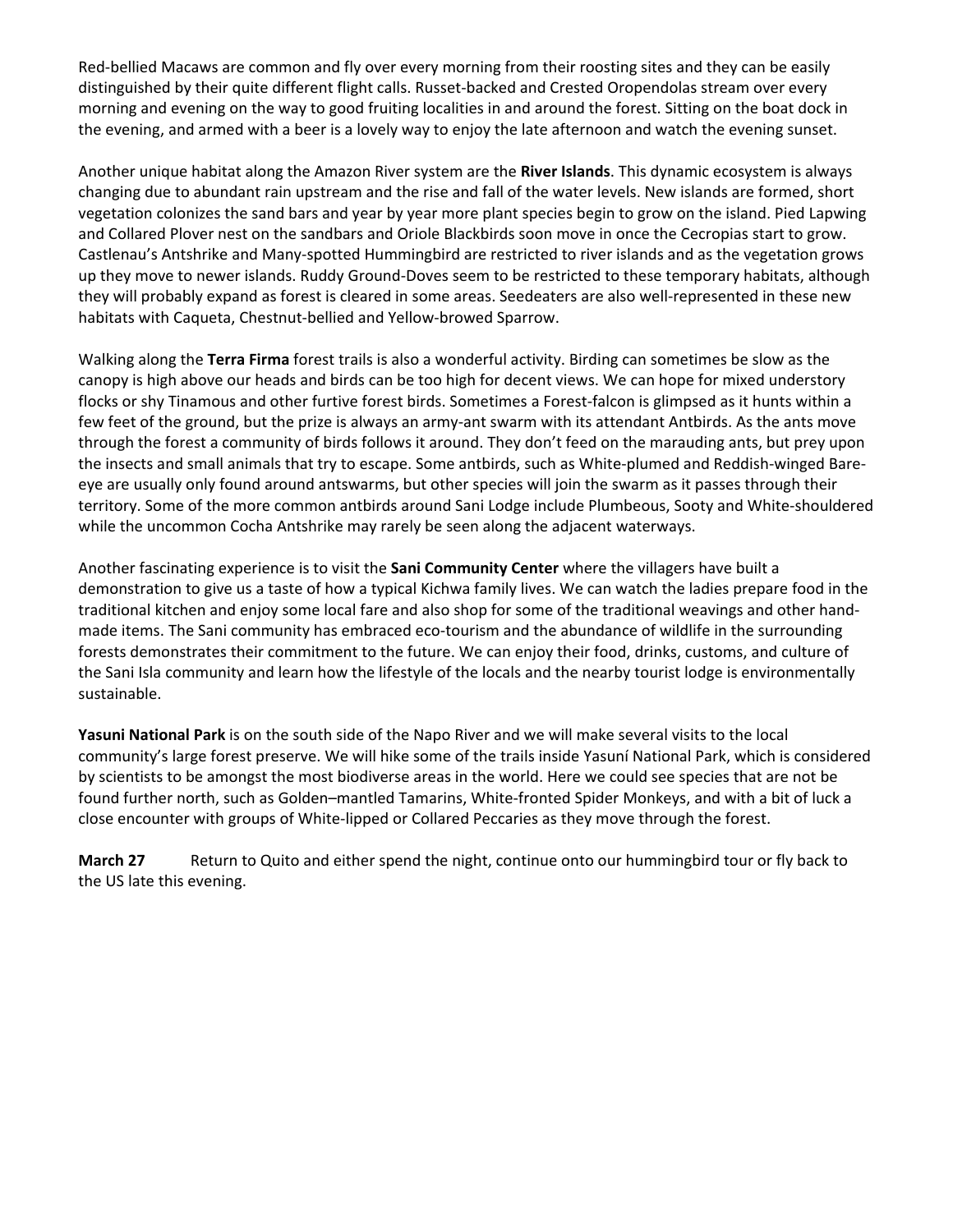Red-bellied Macaws are common and fly over every morning from their roosting sites and they can be easily distinguished by their quite different flight calls. Russet-backed and Crested Oropendolas stream over every morning and evening on the way to good fruiting localities in and around the forest. Sitting on the boat dock in the evening, and armed with a beer is a lovely way to enjoy the late afternoon and watch the evening sunset.

Another unique habitat along the Amazon River system are the **River Islands**. This dynamic ecosystem is always changing due to abundant rain upstream and the rise and fall of the water levels. New islands are formed, short vegetation colonizes the sand bars and year by year more plant species begin to grow on the island. Pied Lapwing and Collared Plover nest on the sandbars and Oriole Blackbirds soon move in once the Cecropias start to grow. Castlenau's Antshrike and Many-spotted Hummingbird are restricted to river islands and as the vegetation grows up they move to newer islands. Ruddy Ground-Doves seem to be restricted to these temporary habitats, although they will probably expand as forest is cleared in some areas. Seedeaters are also well-represented in these new habitats with Caqueta, Chestnut-bellied and Yellow-browed Sparrow.

Walking along the **Terra Firma** forest trails is also a wonderful activity. Birding can sometimes be slow as the canopy is high above our heads and birds can be too high for decent views. We can hope for mixed understory flocks or shy Tinamous and other furtive forest birds. Sometimes a Forest-falcon is glimpsed as it hunts within a few feet of the ground, but the prize is always an army-ant swarm with its attendant Antbirds. As the ants move through the forest a community of birds follows it around. They don't feed on the marauding ants, but prey upon the insects and small animals that try to escape. Some antbirds, such as White-plumed and Reddish-winged Bare-eye are usually only found around antswarms, but other species will join the swarm as it passes through their territory. Some of the more common antbirds around Sani Lodge include Plumbeous, Sooty and White-shouldered while the uncommon Cocha Antshrike may rarely be seen along the adjacent waterways.

Another fascinating experience is to visit the **Sani Community Center** where the villagers have built a demonstration to give us a taste of how a typical Kichwa family lives. We can watch the ladies prepare food in the traditional kitchen and enjoy some local fare and also shop for some of the traditional weavings and other hand-made items. The Sani community has embraced eco-tourism and the abundance of wildlife in the surrounding forests demonstrates their commitment to the future. We can enjoy their food, drinks, customs, and culture of the Sani Isla community and learn how the lifestyle of the locals and the nearby tourist lodge is environmentally sustainable.

**Yasuni National Park** is on the south side of the Napo River and we will make several visits to the local community's large forest preserve. We will hike some of the trails inside Yasuní National Park, which is considered by scientists to be amongst the most biodiverse areas in the world. Here we could see species that are not be found further north, such as Golden–mantled Tamarins, White-fronted Spider Monkeys, and with a bit of luck a close encounter with groups of White-lipped or Collared Peccaries as they move through the forest.

**March 27** Return to Quito and either spend the night, continue onto our hummingbird tour or fly back to the US late this evening.